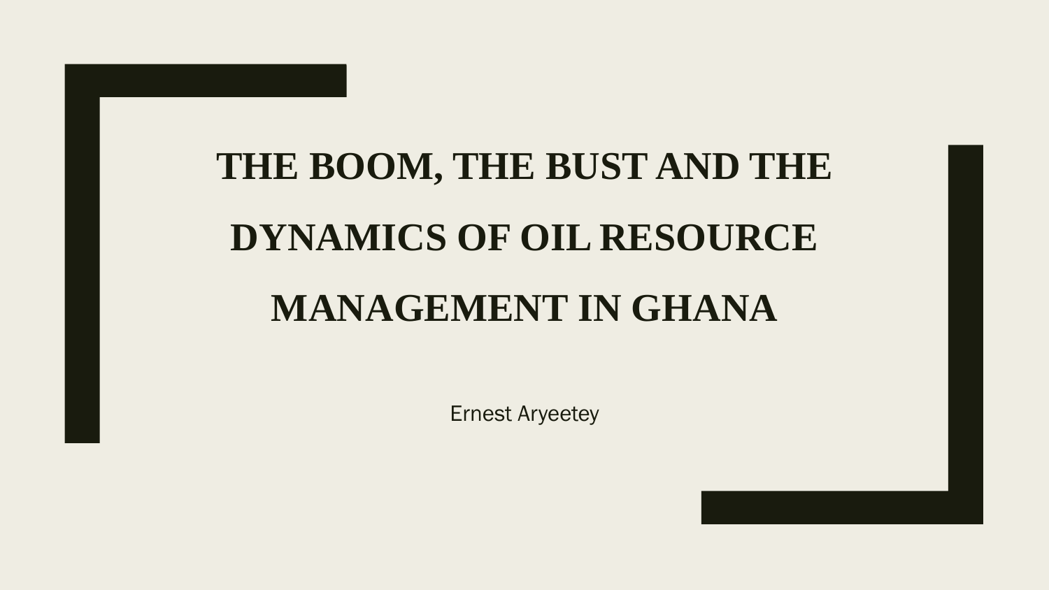# THE BOOM, THE BUST AND THE DYNAMICS OF OIL RESOURCE MANAGEMENT IN GHANA

Ernest Aryeetey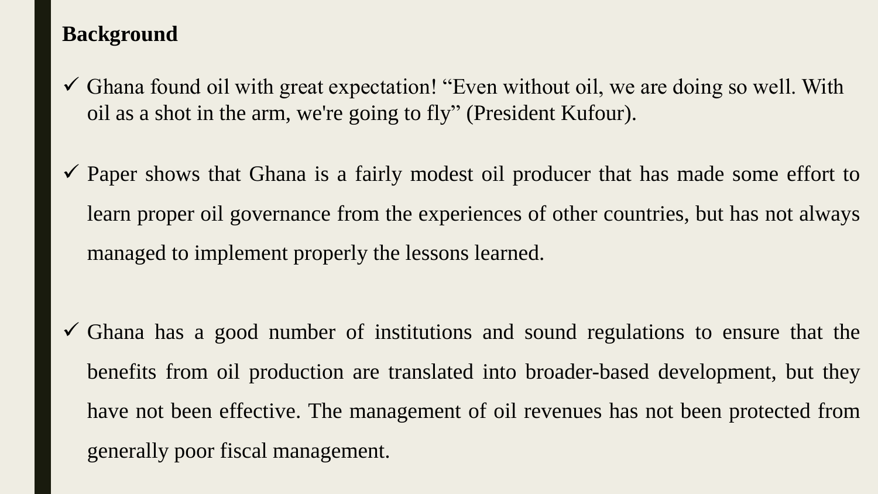**Background**

- ✓ Ghana found oil with great expectation! “Even without oil, we are doing so well. With oil as a shot in the arm, we're going to fly” (President Kufour).

- ✓ Paper shows that Ghana is a fairly modest oil producer that has made some effort to learn proper oil governance from the experiences of other countries, but has not always managed to implement properly the lessons learned.

- ✓ Ghana has a good number of institutions and sound regulations to ensure that the benefits from oil production are translated into broader-based development, but they have not been effective. The management of oil revenues has not been protected from generally poor fiscal management.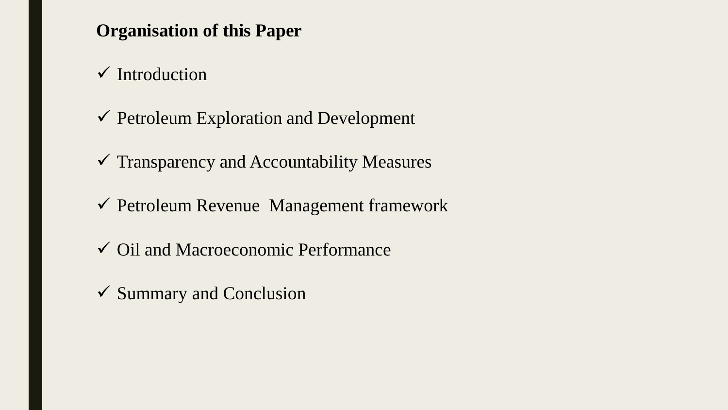**Organisation of this Paper**

- ✓ Introduction
- ✓ Petroleum Exploration and Development
- ✓ Transparency and Accountability Measures
- ✓ Petroleum Revenue Management framework
- ✓ Oil and Macroeconomic Performance
- ✓ Summary and Conclusion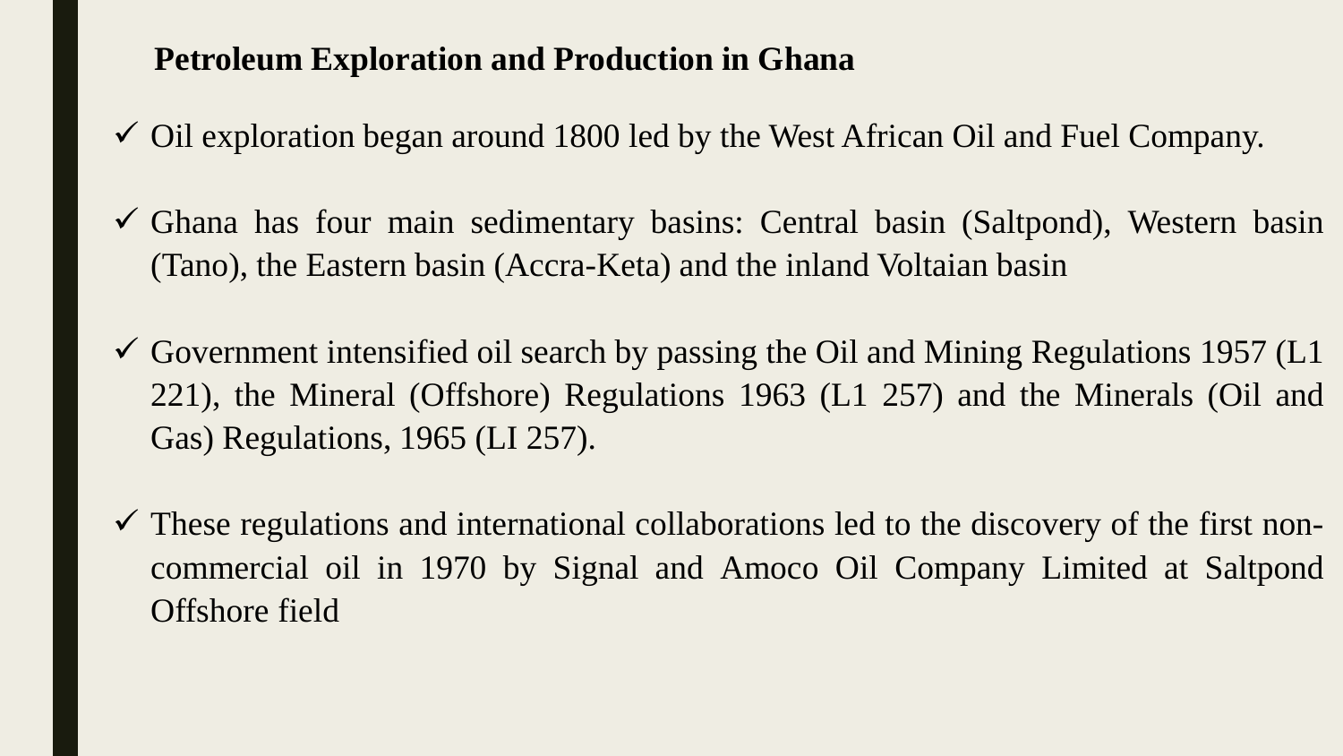## Petroleum Exploration and Production in Ghana

- ✓ Oil exploration began around 1800 led by the West African Oil and Fuel Company.
- ✓ Ghana has four main sedimentary basins: Central basin (Saltpond), Western basin (Tano), the Eastern basin (Accra-Keta) and the inland Voltaian basin
- ✓ Government intensified oil search by passing the Oil and Mining Regulations 1957 (L1 221), the Mineral (Offshore) Regulations 1963 (L1 257) and the Minerals (Oil and Gas) Regulations, 1965 (LI 257).
- ✓ These regulations and international collaborations led to the discovery of the first non-commercial oil in 1970 by Signal and Amoco Oil Company Limited at Saltpond Offshore field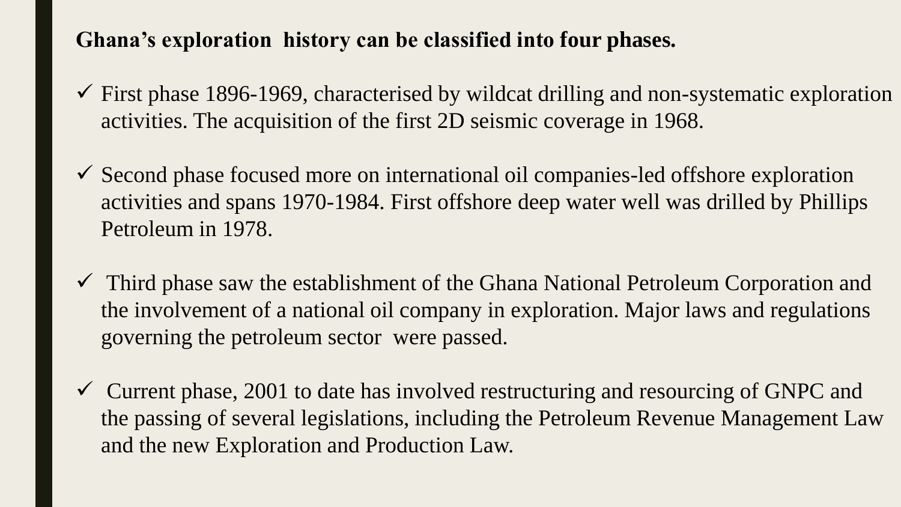**Ghana's exploration history can be classified into four phases.**

- ✓ First phase 1896-1969, characterised by wildcat drilling and non-systematic exploration activities. The acquisition of the first 2D seismic coverage in 1968.
- ✓ Second phase focused more on international oil companies-led offshore exploration activities and spans 1970-1984. First offshore deep water well was drilled by Phillips Petroleum in 1978.
- ✓ Third phase saw the establishment of the Ghana National Petroleum Corporation and the involvement of a national oil company in exploration. Major laws and regulations governing the petroleum sector were passed.
- ✓ Current phase, 2001 to date has involved restructuring and resourcing of GNPC and the passing of several legislations, including the Petroleum Revenue Management Law and the new Exploration and Production Law.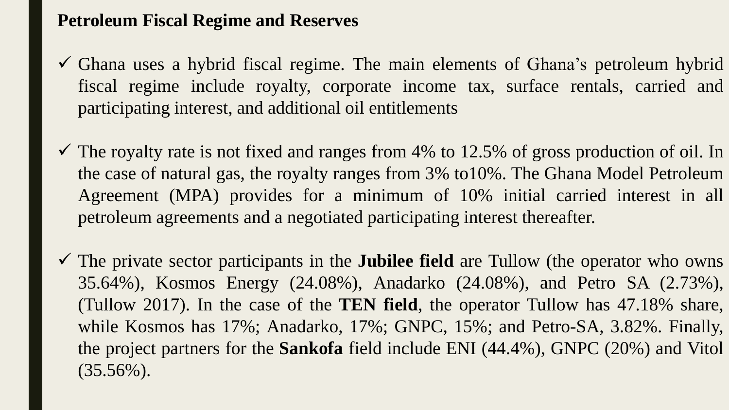**Petroleum Fiscal Regime and Reserves**

- ✓ Ghana uses a hybrid fiscal regime. The main elements of Ghana's petroleum hybrid fiscal regime include royalty, corporate income tax, surface rentals, carried and participating interest, and additional oil entitlements

- ✓ The royalty rate is not fixed and ranges from 4% to 12.5% of gross production of oil. In the case of natural gas, the royalty ranges from 3% to10%. The Ghana Model Petroleum Agreement (MPA) provides for a minimum of 10% initial carried interest in all petroleum agreements and a negotiated participating interest thereafter.

- ✓ The private sector participants in the **Jubilee field** are Tullow (the operator who owns 35.64%), Kosmos Energy (24.08%), Anadarko (24.08%), and Petro SA (2.73%), (Tullow 2017). In the case of the **TEN field**, the operator Tullow has 47.18% share, while Kosmos has 17%; Anadarko, 17%; GNPC, 15%; and Petro-SA, 3.82%. Finally, the project partners for the **Sankofa** field include ENI (44.4%), GNPC (20%) and Vitol (35.56%).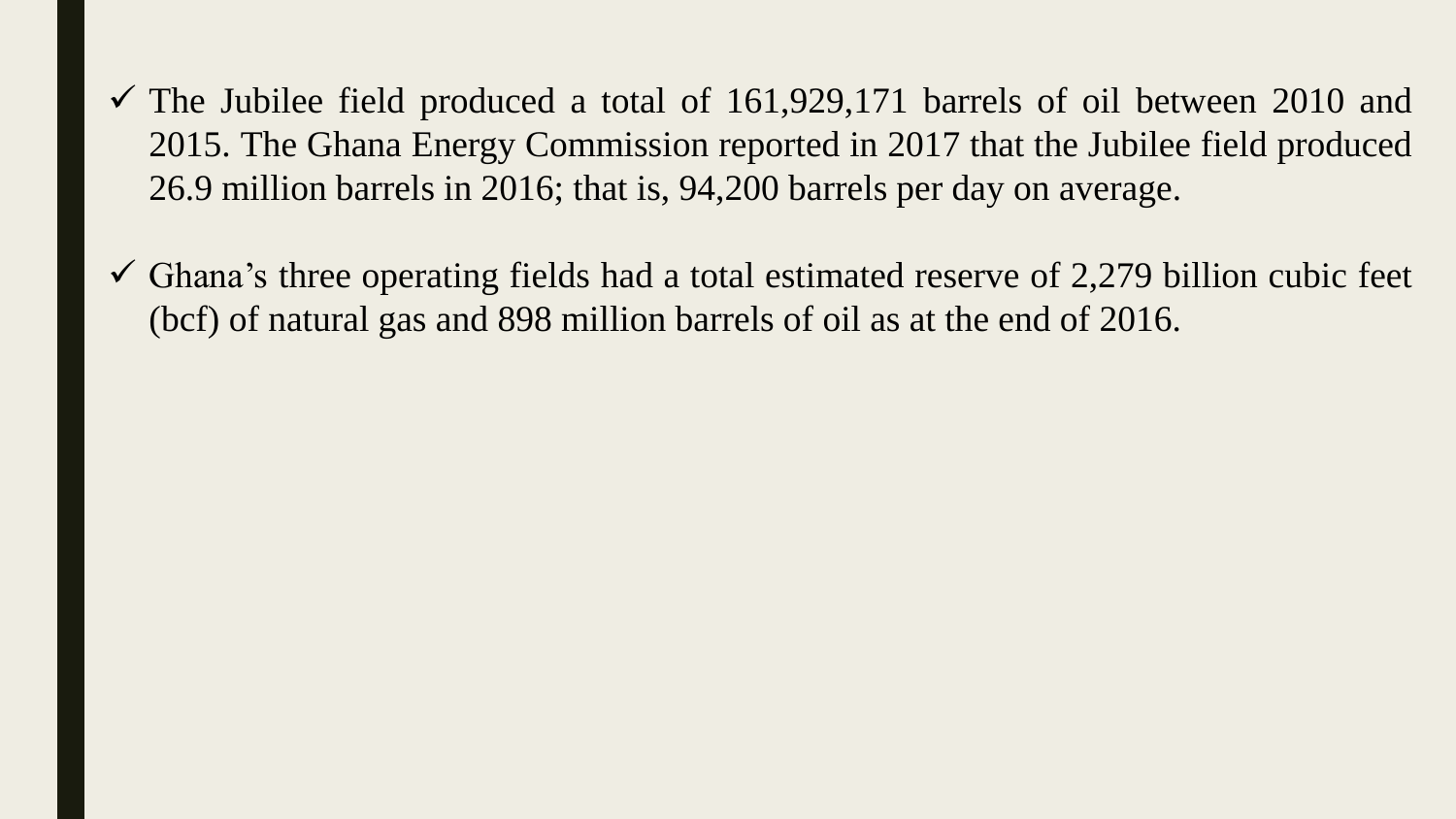- ✓ The Jubilee field produced a total of 161,929,171 barrels of oil between 2010 and 2015. The Ghana Energy Commission reported in 2017 that the Jubilee field produced 26.9 million barrels in 2016; that is, 94,200 barrels per day on average.

- ✓ Ghana's three operating fields had a total estimated reserve of 2,279 billion cubic feet (bcf) of natural gas and 898 million barrels of oil as at the end of 2016.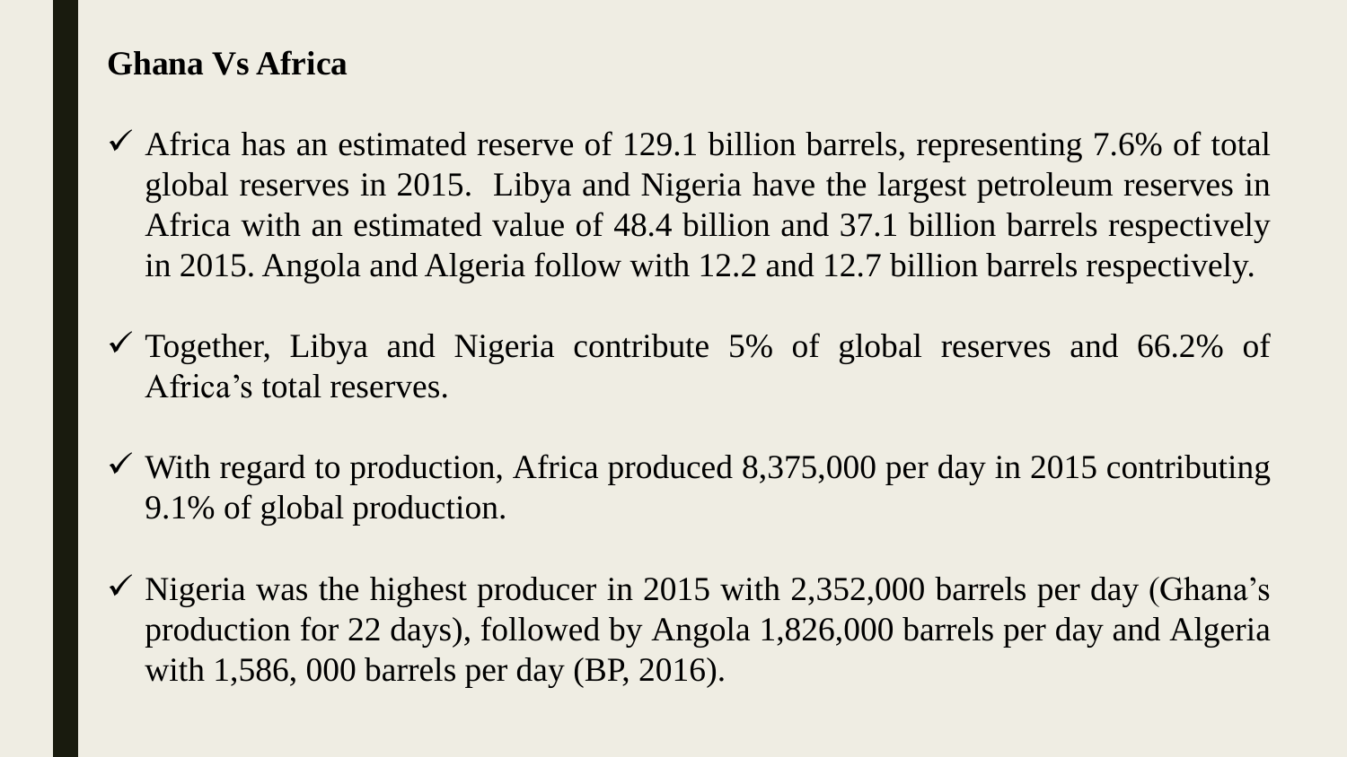**Ghana Vs Africa**

- ✓ Africa has an estimated reserve of 129.1 billion barrels, representing 7.6% of total global reserves in 2015. Libya and Nigeria have the largest petroleum reserves in Africa with an estimated value of 48.4 billion and 37.1 billion barrels respectively in 2015. Angola and Algeria follow with 12.2 and 12.7 billion barrels respectively.

- ✓ Together, Libya and Nigeria contribute 5% of global reserves and 66.2% of Africa's total reserves.

- ✓ With regard to production, Africa produced 8,375,000 per day in 2015 contributing 9.1% of global production.

- ✓ Nigeria was the highest producer in 2015 with 2,352,000 barrels per day (Ghana's production for 22 days), followed by Angola 1,826,000 barrels per day and Algeria with 1,586, 000 barrels per day (BP, 2016).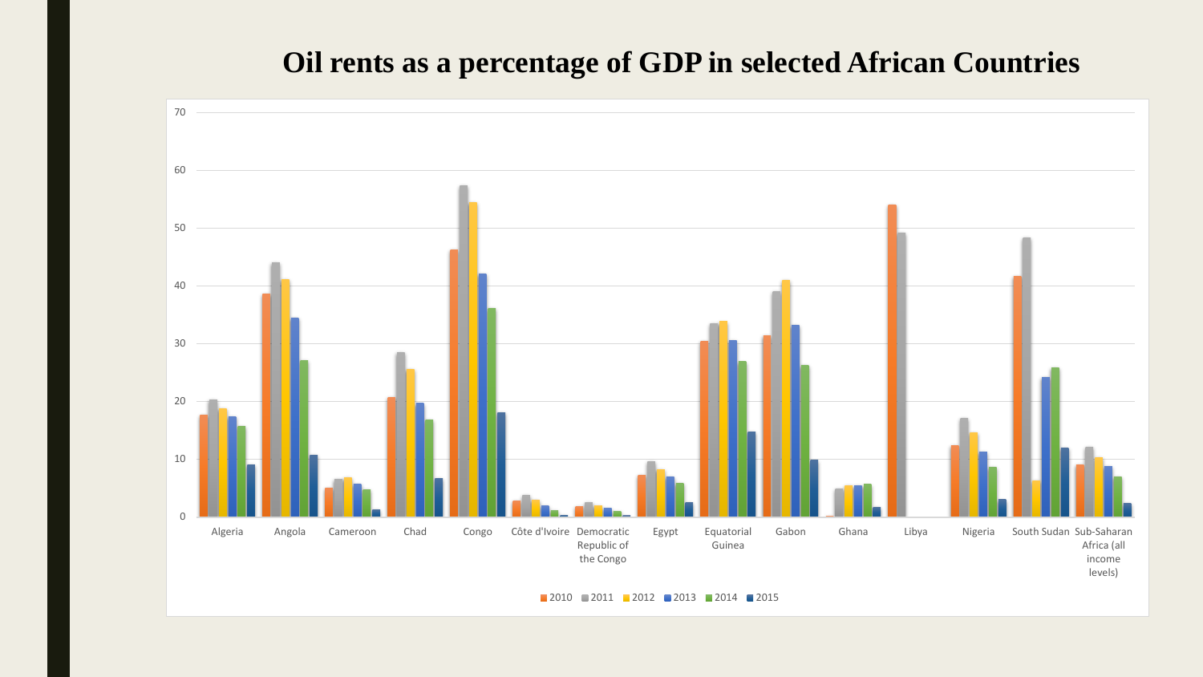# Oil rents as a percentage of GDP in selected African Countries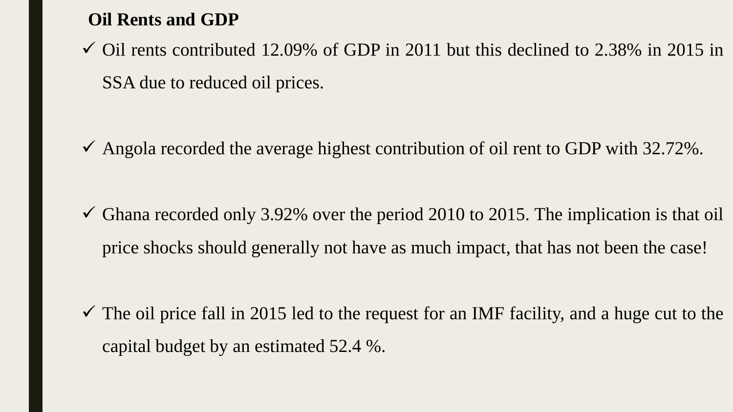## Oil Rents and GDP

- Oil rents contributed 12.09% of GDP in 2011 but this declined to 2.38% in 2015 in SSA due to reduced oil prices.

- Angola recorded the average highest contribution of oil rent to GDP with 32.72%.

- Ghana recorded only 3.92% over the period 2010 to 2015. The implication is that oil price shocks should generally not have as much impact, that has not been the case!

- The oil price fall in 2015 led to the request for an IMF facility, and a huge cut to the capital budget by an estimated 52.4 %.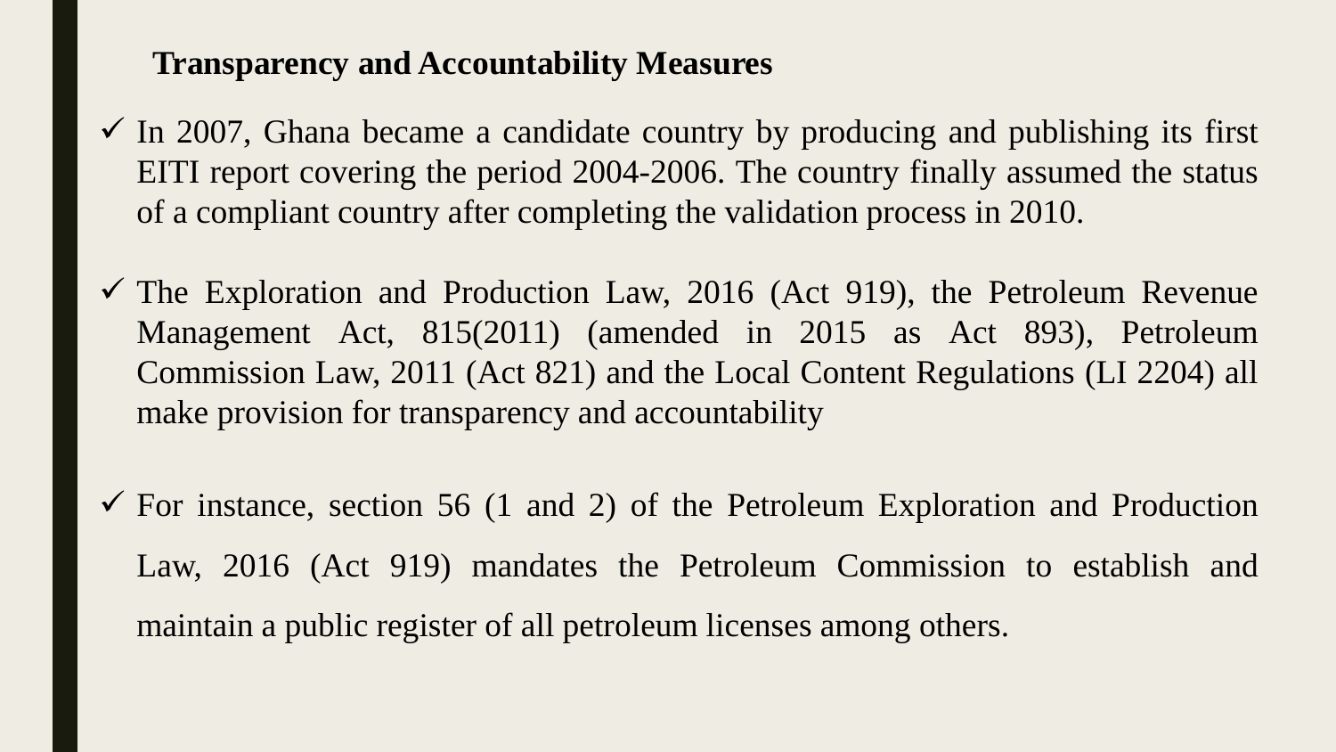**Transparency and Accountability Measures**

- ✓ In 2007, Ghana became a candidate country by producing and publishing its first EITI report covering the period 2004-2006. The country finally assumed the status of a compliant country after completing the validation process in 2010.
- ✓ The Exploration and Production Law, 2016 (Act 919), the Petroleum Revenue Management Act, 815(2011) (amended in 2015 as Act 893), Petroleum Commission Law, 2011 (Act 821) and the Local Content Regulations (LI 2204) all make provision for transparency and accountability
- ✓ For instance, section 56 (1 and 2) of the Petroleum Exploration and Production Law, 2016 (Act 919) mandates the Petroleum Commission to establish and maintain a public register of all petroleum licenses among others.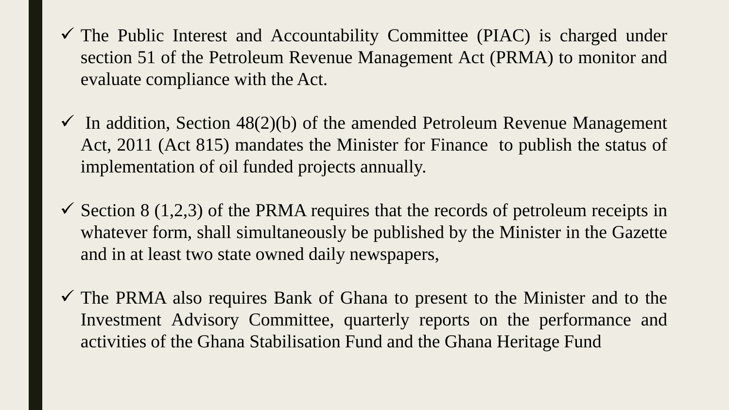- ✓ The Public Interest and Accountability Committee (PIAC) is charged under section 51 of the Petroleum Revenue Management Act (PRMA) to monitor and evaluate compliance with the Act.

- ✓ In addition, Section 48(2)(b) of the amended Petroleum Revenue Management Act, 2011 (Act 815) mandates the Minister for Finance to publish the status of implementation of oil funded projects annually.

- ✓ Section 8 (1,2,3) of the PRMA requires that the records of petroleum receipts in whatever form, shall simultaneously be published by the Minister in the Gazette and in at least two state owned daily newspapers,

- ✓ The PRMA also requires Bank of Ghana to present to the Minister and to the Investment Advisory Committee, quarterly reports on the performance and activities of the Ghana Stabilisation Fund and the Ghana Heritage Fund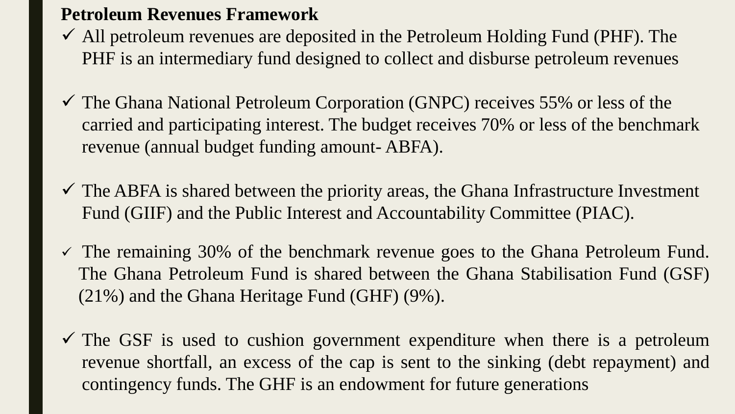**Petroleum Revenues Framework**

- ✓ All petroleum revenues are deposited in the Petroleum Holding Fund (PHF). The PHF is an intermediary fund designed to collect and disburse petroleum revenues

- ✓ The Ghana National Petroleum Corporation (GNPC) receives 55% or less of the carried and participating interest. The budget receives 70% or less of the benchmark revenue (annual budget funding amount- ABFA).

- ✓ The ABFA is shared between the priority areas, the Ghana Infrastructure Investment Fund (GIIF) and the Public Interest and Accountability Committee (PIAC).

- ✓ The remaining 30% of the benchmark revenue goes to the Ghana Petroleum Fund. The Ghana Petroleum Fund is shared between the Ghana Stabilisation Fund (GSF) (21%) and the Ghana Heritage Fund (GHF) (9%).

- ✓ The GSF is used to cushion government expenditure when there is a petroleum revenue shortfall, an excess of the cap is sent to the sinking (debt repayment) and contingency funds. The GHF is an endowment for future generations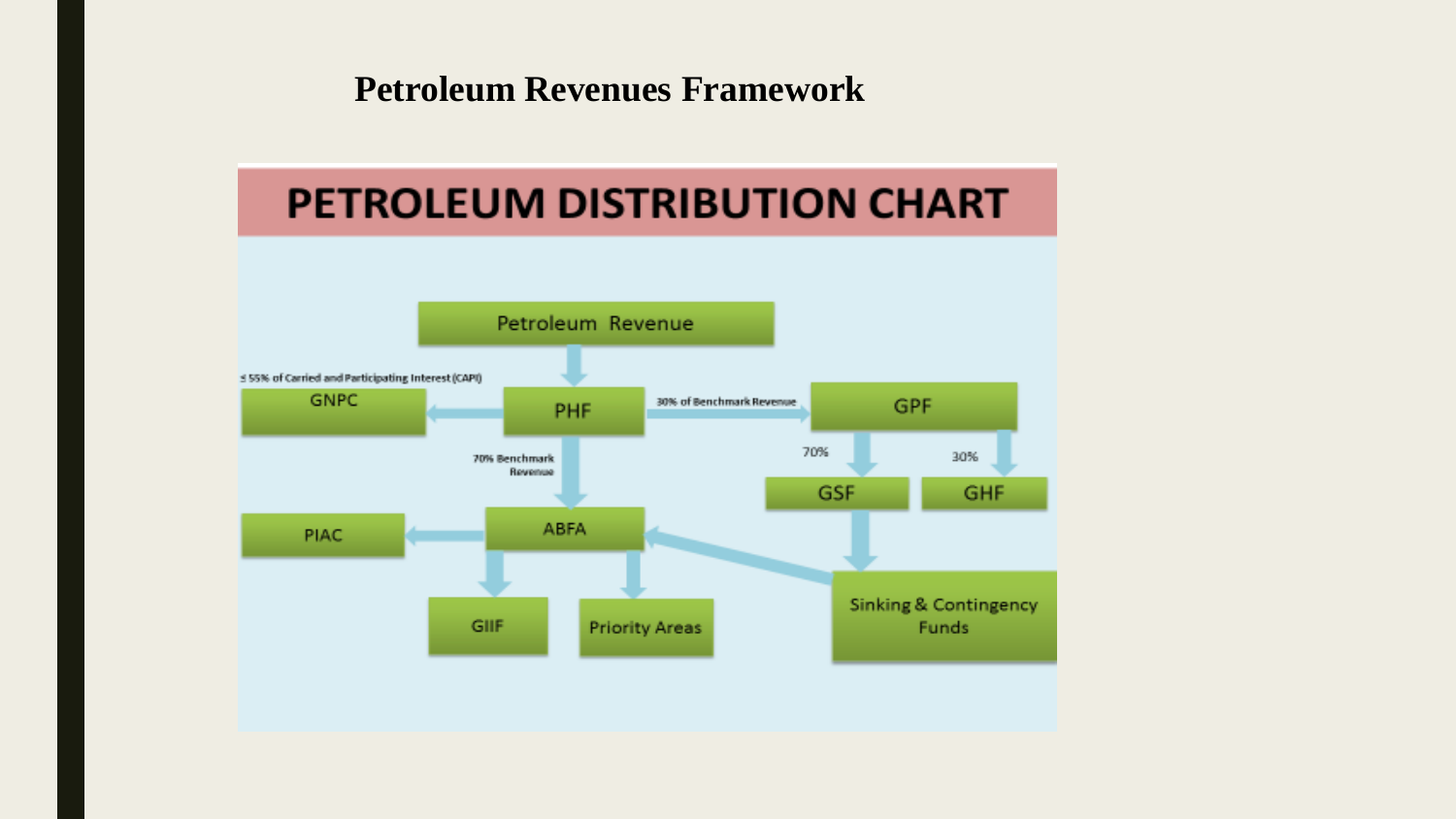# Petroleum Revenues Framework

## PETROLEUM DISTRIBUTION CHART

Petroleum Revenue

PHF

≤ 55% of Carried and Participating Interest (CAPI)

GNPC

30% of Benchmark Revenue

GPF

70% Benchmark Revenue

70%

30%

GSF

GHF

PIAC

ABFA

GIIF

Priority Areas

Sinking & Contingency Funds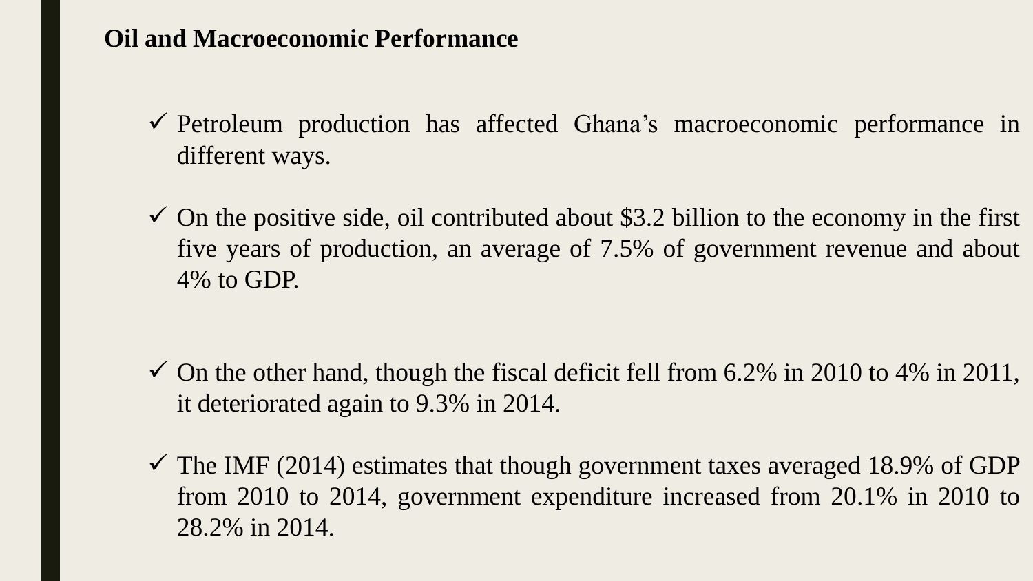## Oil and Macroeconomic Performance

- ✓ Petroleum production has affected Ghana's macroeconomic performance in different ways.
- ✓ On the positive side, oil contributed about $3.2 billion to the economy in the first five years of production, an average of 7.5% of government revenue and about 4% to GDP.
- ✓ On the other hand, though the fiscal deficit fell from 6.2% in 2010 to 4% in 2011, it deteriorated again to 9.3% in 2014.
- ✓ The IMF (2014) estimates that though government taxes averaged 18.9% of GDP from 2010 to 2014, government expenditure increased from 20.1% in 2010 to 28.2% in 2014.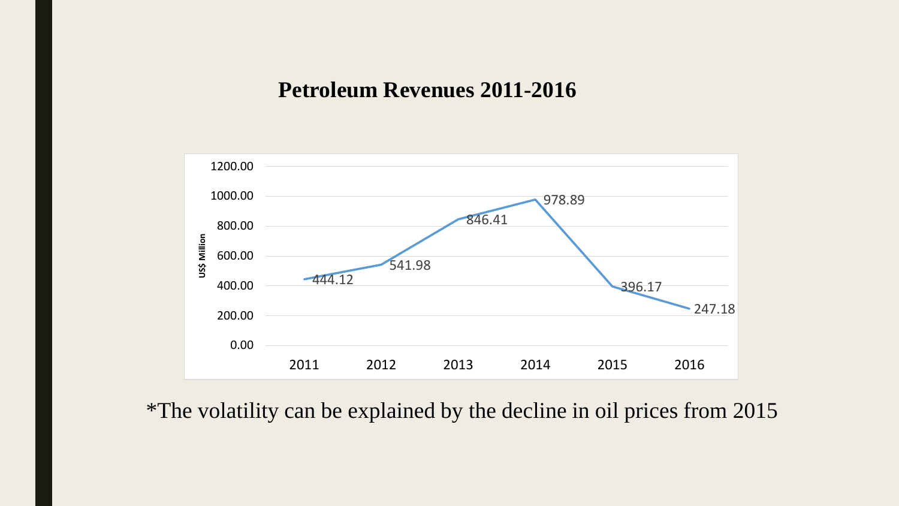## Petroleum Revenues 2011-2016

| Year | US$ Million |
|---|---|
| 2011 | 444.12 |
| 2012 | 541.98 |
| 2013 | 846.41 |
| 2014 | 978.89 |
| 2015 | 396.17 |
| 2016 | 247.18 |

*The volatility can be explained by the decline in oil prices from 2015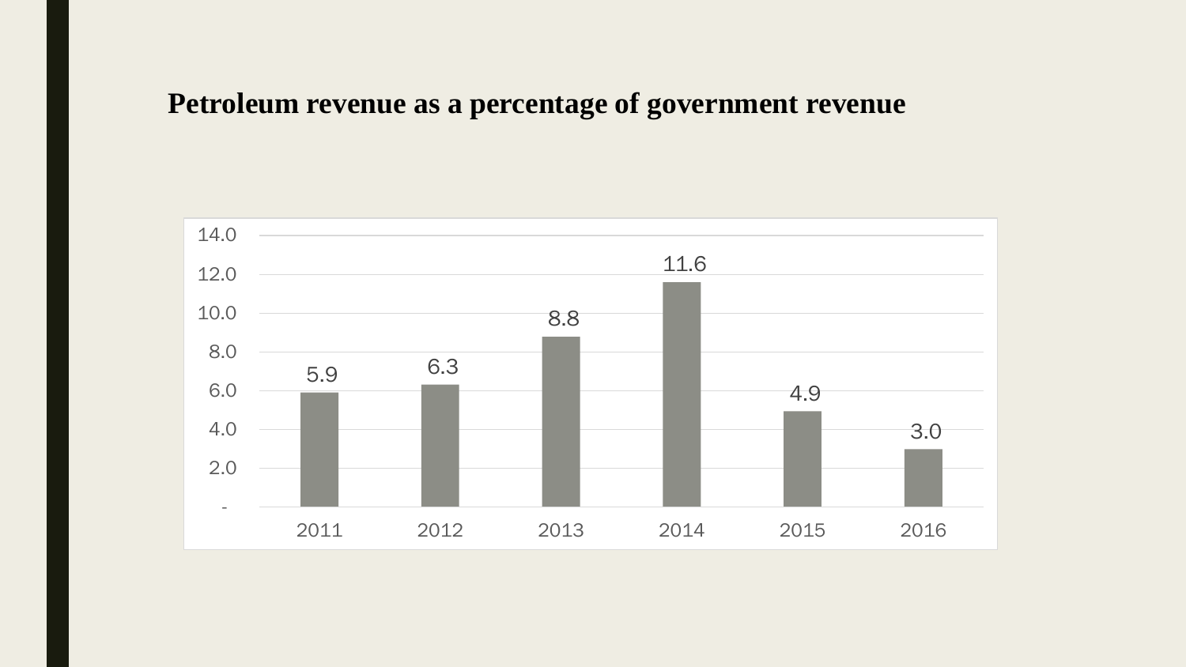## Petroleum revenue as a percentage of government revenue

| Year | Percentage |
| --- | --- |
| 2011 | 5.9 |
| 2012 | 6.3 |
| 2013 | 8.8 |
| 2014 | 11.6 |
| 2015 | 4.9 |
| 2016 | 3.0 |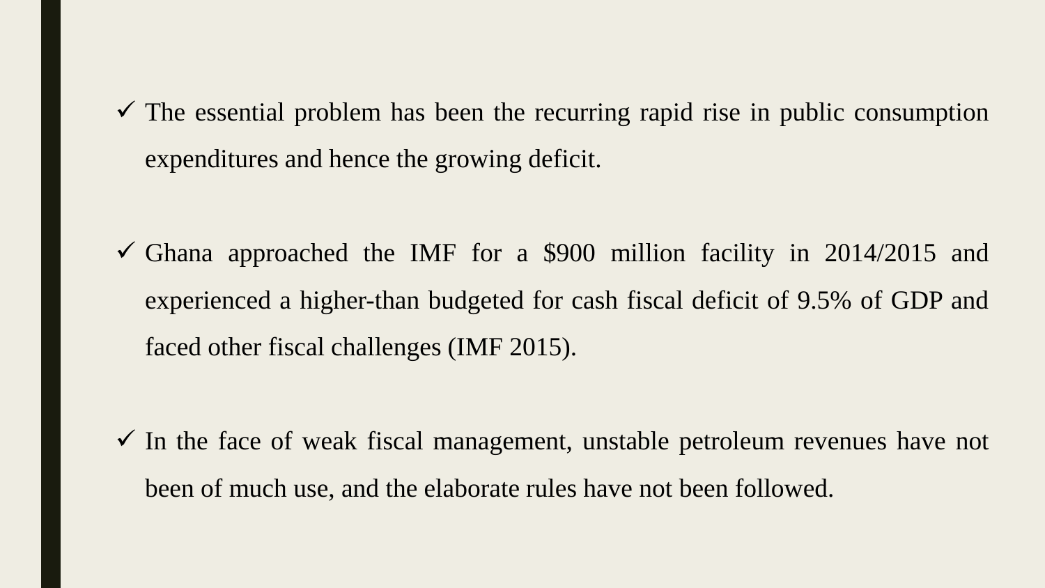- The essential problem has been the recurring rapid rise in public consumption expenditures and hence the growing deficit.

- Ghana approached the IMF for a $900 million facility in 2014/2015 and experienced a higher-than budgeted for cash fiscal deficit of 9.5% of GDP and faced other fiscal challenges (IMF 2015).

- In the face of weak fiscal management, unstable petroleum revenues have not been of much use, and the elaborate rules have not been followed.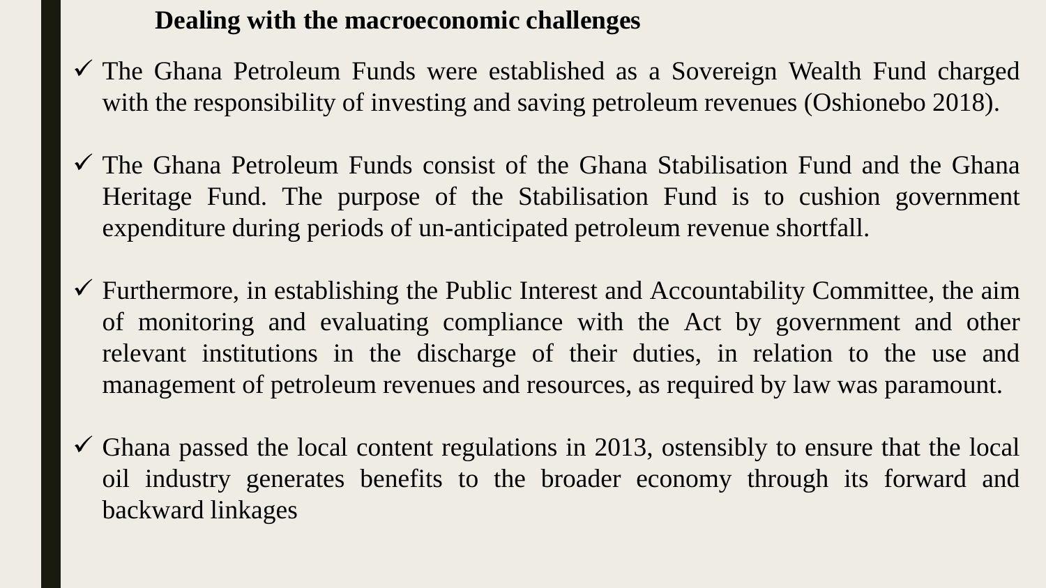## Dealing with the macroeconomic challenges

- ✓ The Ghana Petroleum Funds were established as a Sovereign Wealth Fund charged with the responsibility of investing and saving petroleum revenues (Oshionebo 2018).

- ✓ The Ghana Petroleum Funds consist of the Ghana Stabilisation Fund and the Ghana Heritage Fund. The purpose of the Stabilisation Fund is to cushion government expenditure during periods of un-anticipated petroleum revenue shortfall.

- ✓ Furthermore, in establishing the Public Interest and Accountability Committee, the aim of monitoring and evaluating compliance with the Act by government and other relevant institutions in the discharge of their duties, in relation to the use and management of petroleum revenues and resources, as required by law was paramount.

- ✓ Ghana passed the local content regulations in 2013, ostensibly to ensure that the local oil industry generates benefits to the broader economy through its forward and backward linkages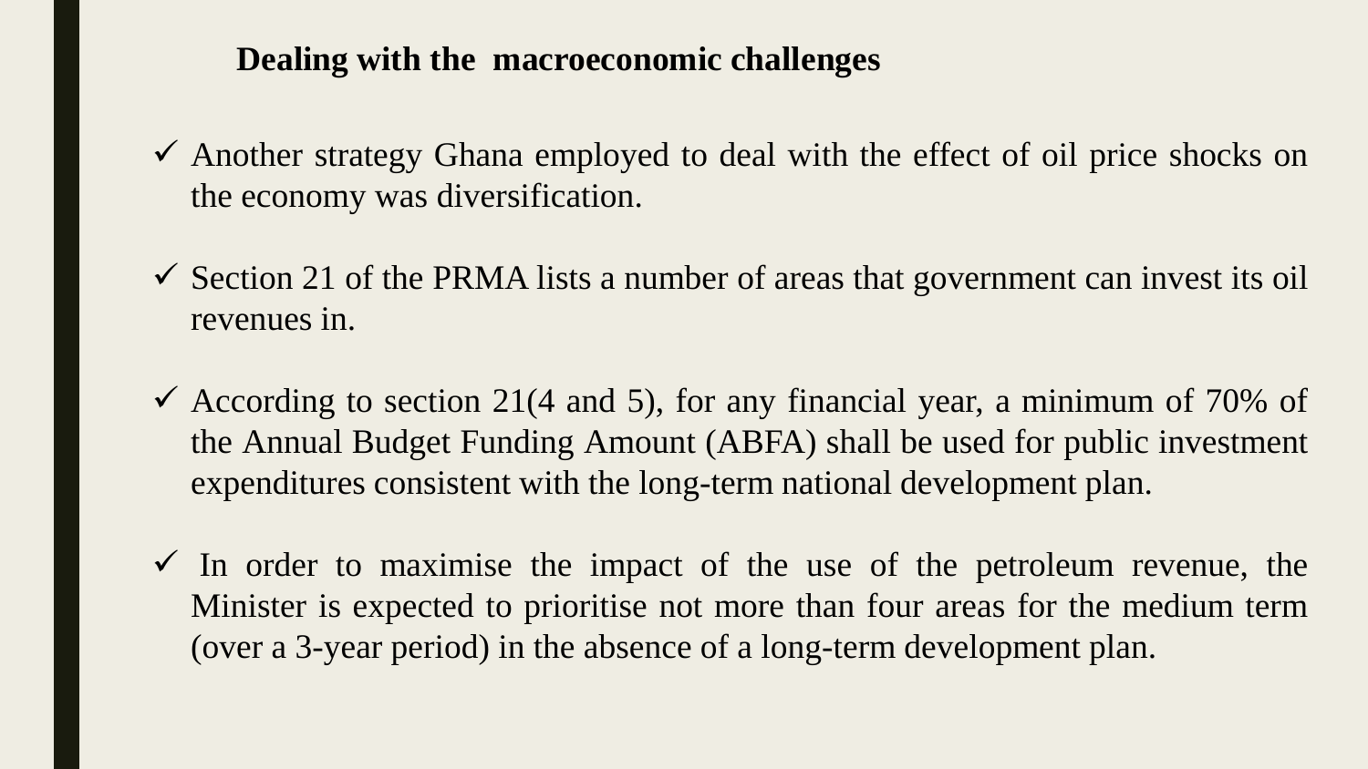## Dealing with the macroeconomic challenges

- Another strategy Ghana employed to deal with the effect of oil price shocks on the economy was diversification.
- Section 21 of the PRMA lists a number of areas that government can invest its oil revenues in.
- According to section 21(4 and 5), for any financial year, a minimum of 70% of the Annual Budget Funding Amount (ABFA) shall be used for public investment expenditures consistent with the long-term national development plan.
- In order to maximise the impact of the use of the petroleum revenue, the Minister is expected to prioritise not more than four areas for the medium term (over a 3-year period) in the absence of a long-term development plan.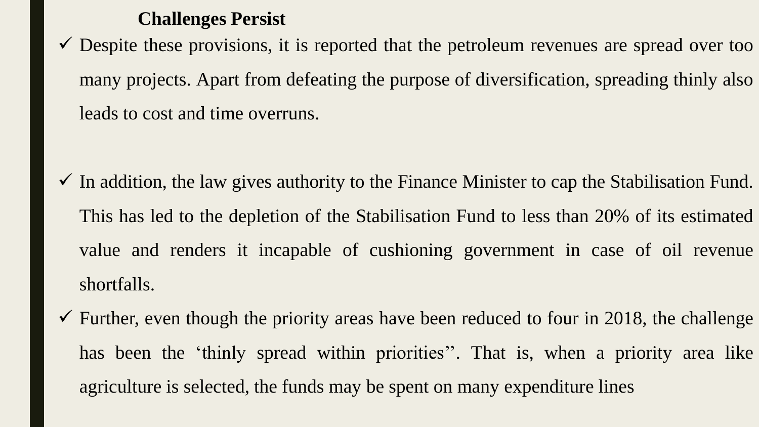## Challenges Persist

- ✓ Despite these provisions, it is reported that the petroleum revenues are spread over too many projects. Apart from defeating the purpose of diversification, spreading thinly also leads to cost and time overruns.

- ✓ In addition, the law gives authority to the Finance Minister to cap the Stabilisation Fund. This has led to the depletion of the Stabilisation Fund to less than 20% of its estimated value and renders it incapable of cushioning government in case of oil revenue shortfalls.
- ✓ Further, even though the priority areas have been reduced to four in 2018, the challenge has been the 'thinly spread within priorities''. That is, when a priority area like agriculture is selected, the funds may be spent on many expenditure lines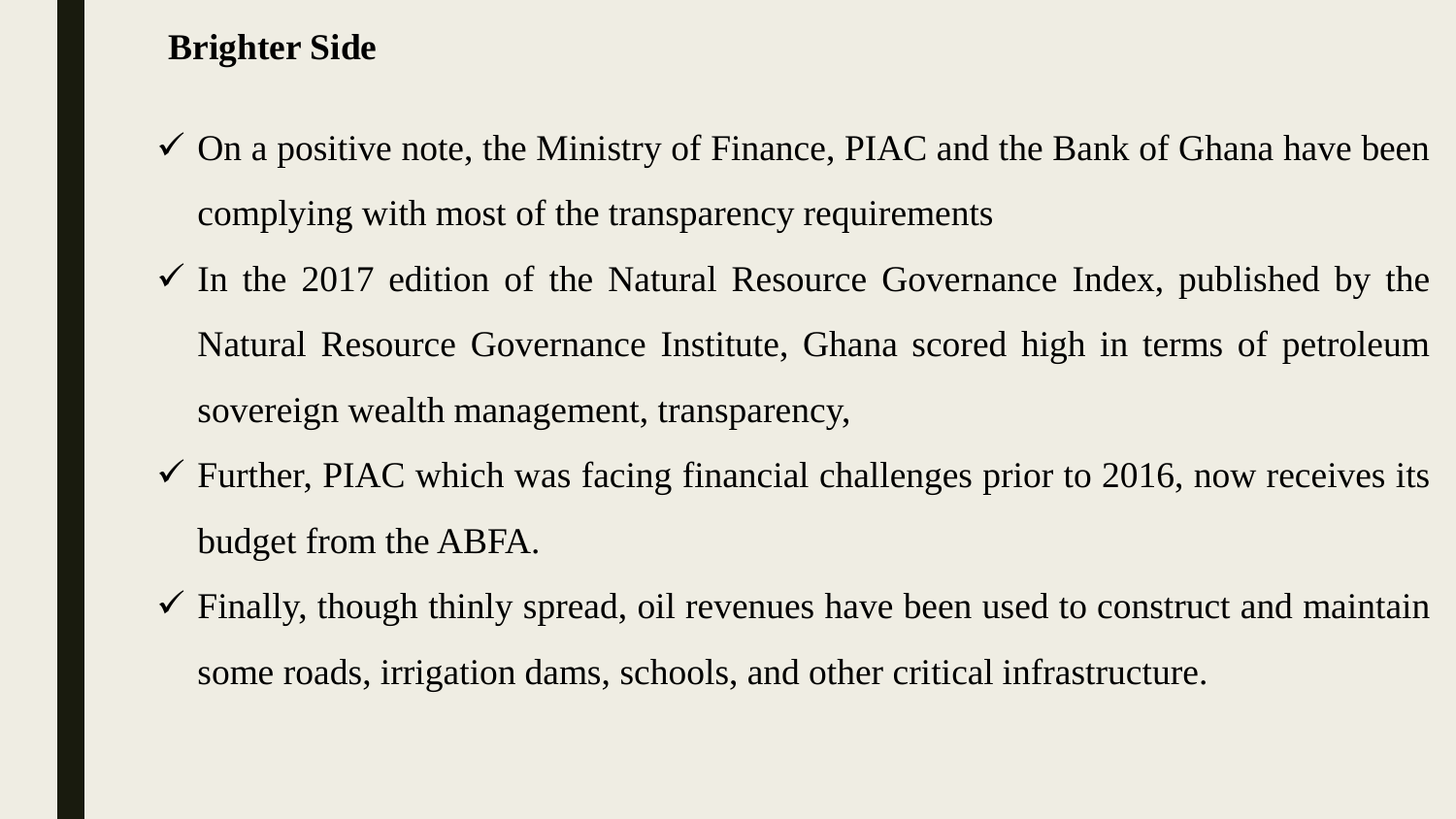## Brighter Side

- ✓ On a positive note, the Ministry of Finance, PIAC and the Bank of Ghana have been complying with most of the transparency requirements
- ✓ In the 2017 edition of the Natural Resource Governance Index, published by the Natural Resource Governance Institute, Ghana scored high in terms of petroleum sovereign wealth management, transparency,
- ✓ Further, PIAC which was facing financial challenges prior to 2016, now receives its budget from the ABFA.
- ✓ Finally, though thinly spread, oil revenues have been used to construct and maintain some roads, irrigation dams, schools, and other critical infrastructure.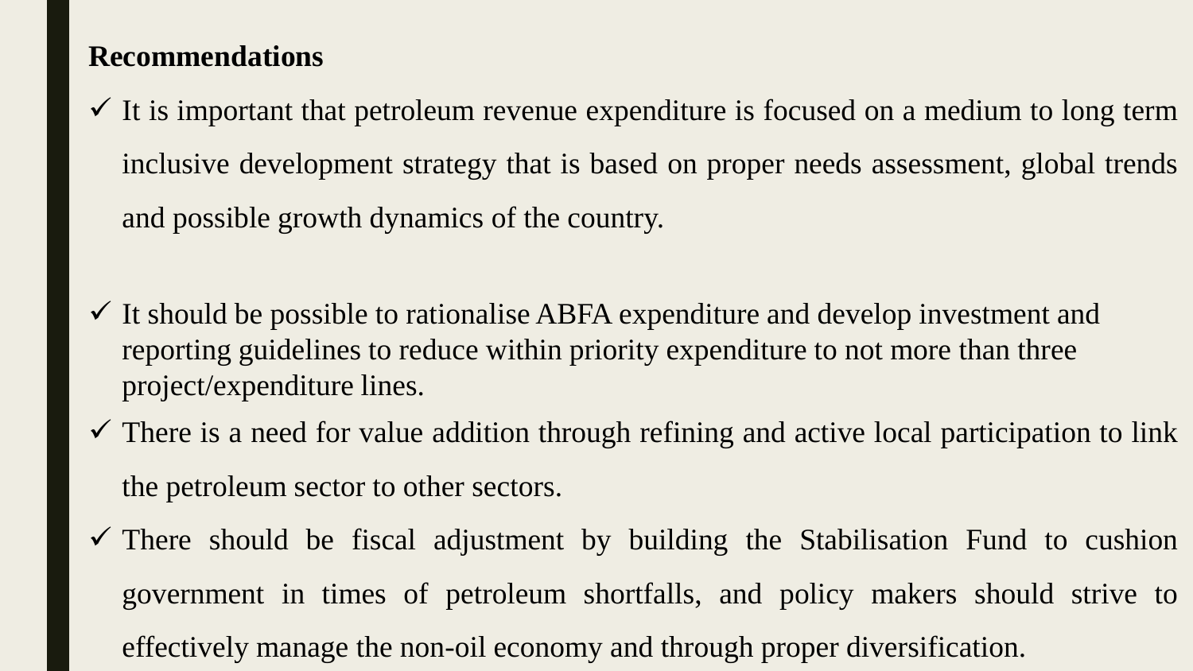**Recommendations**

- ✓ It is important that petroleum revenue expenditure is focused on a medium to long term inclusive development strategy that is based on proper needs assessment, global trends and possible growth dynamics of the country.

- ✓ It should be possible to rationalise ABFA expenditure and develop investment and reporting guidelines to reduce within priority expenditure to not more than three project/expenditure lines.
- ✓ There is a need for value addition through refining and active local participation to link the petroleum sector to other sectors.
- ✓ There should be fiscal adjustment by building the Stabilisation Fund to cushion government in times of petroleum shortfalls, and policy makers should strive to effectively manage the non-oil economy and through proper diversification.